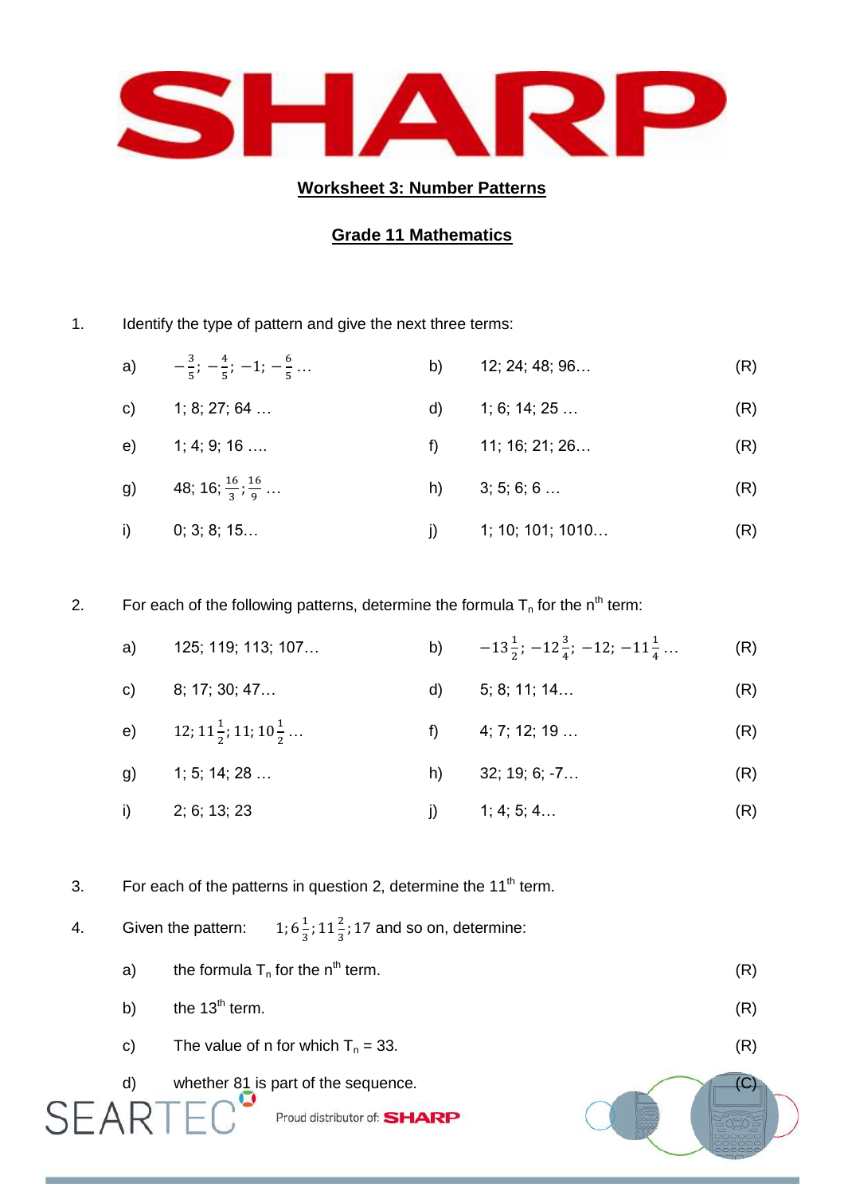## Worksheet 3: Number Patterns

## Grade 11 Mathematics

1. Identify the type of pattern and give the next three terms:

| | | | | |
|---|---|---|---|---|
| a) | $-\frac{3}{5}; -\frac{4}{5}; -1; -\frac{6}{5}\ldots$ | b) | 12; 24; 48; 96… | (R) |
| c) | 1; 8; 27; 64 … | d) | 1; 6; 14; 25 … | (R) |
| e) | 1; 4; 9; 16 …. | f) | 11; 16; 21; 26… | (R) |
| g) | $48; 16; \frac{16}{3}; \frac{16}{9}\ldots$ | h) | 3; 5; 6; 6 … | (R) |
| i) | 0; 3; 8; 15… | j) | 1; 10; 101; 1010… | (R) |

2. For each of the following patterns, determine the formula $T_n$ for the $n^{th}$ term:

| | | | | |
|---|---|---|---|---|
| a) | 125; 119; 113; 107… | b) | $-13\frac{1}{2}; -12\frac{3}{4}; -12; -11\frac{1}{4}\ldots$ | (R) |
| c) | 8; 17; 30; 47… | d) | 5; 8; 11; 14… | (R) |
| e) | $12; 11\frac{1}{2}; 11; 10\frac{1}{2}\ldots$ | f) | 4; 7; 12; 19 … | (R) |
| g) | 1; 5; 14; 28 … | h) | 32; 19; 6; -7… | (R) |
| i) | 2; 6; 13; 23 | j) | 1; 4; 5; 4… | (R) |

3. For each of the patterns in question 2, determine the $11^{th}$ term.

4. Given the pattern: $1; 6\frac{1}{3}; 11\frac{2}{3}; 17$ and so on, determine:

   a) the formula $T_n$ for the $n^{th}$ term. (R)

   b) the $13^{th}$ term. (R)

   c) The value of n for which $T_n = 33$. (R)

   d) whether 81 is part of the sequence. (C)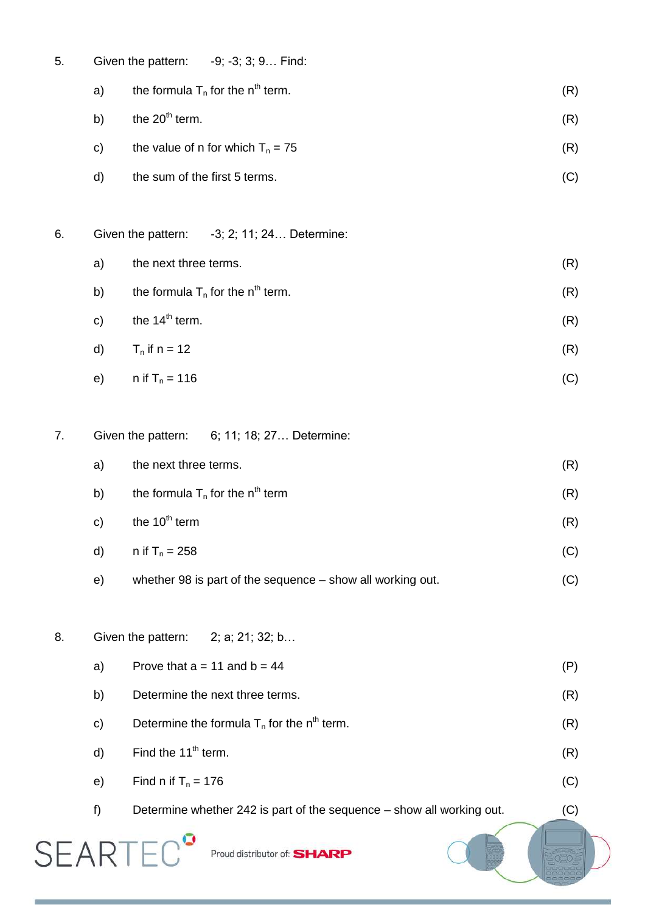5. Given the pattern: -9; -3; 3; 9… Find:

   a) the formula $T_n$ for the $n^{th}$ term. (R)

   b) the $20^{th}$ term. (R)

   c) the value of n for which $T_n = 75$ (R)

   d) the sum of the first 5 terms. (C)

6. Given the pattern: -3; 2; 11; 24… Determine:

   a) the next three terms. (R)

   b) the formula $T_n$ for the $n^{th}$ term. (R)

   c) the $14^{th}$ term. (R)

   d) $T_n$ if $n = 12$ (R)

   e) n if $T_n = 116$ (C)

7. Given the pattern: 6; 11; 18; 27… Determine:

   a) the next three terms. (R)

   b) the formula $T_n$ for the $n^{th}$ term (R)

   c) the $10^{th}$ term (R)

   d) n if $T_n = 258$ (C)

   e) whether 98 is part of the sequence – show all working out. (C)

8. Given the pattern: 2; a; 21; 32; b…

   a) Prove that a = 11 and b = 44 (P)

   b) Determine the next three terms. (R)

   c) Determine the formula $T_n$ for the $n^{th}$ term. (R)

   d) Find the $11^{th}$ term. (R)

   e) Find n if $T_n = 176$ (C)

   f) Determine whether 242 is part of the sequence – show all working out. (C)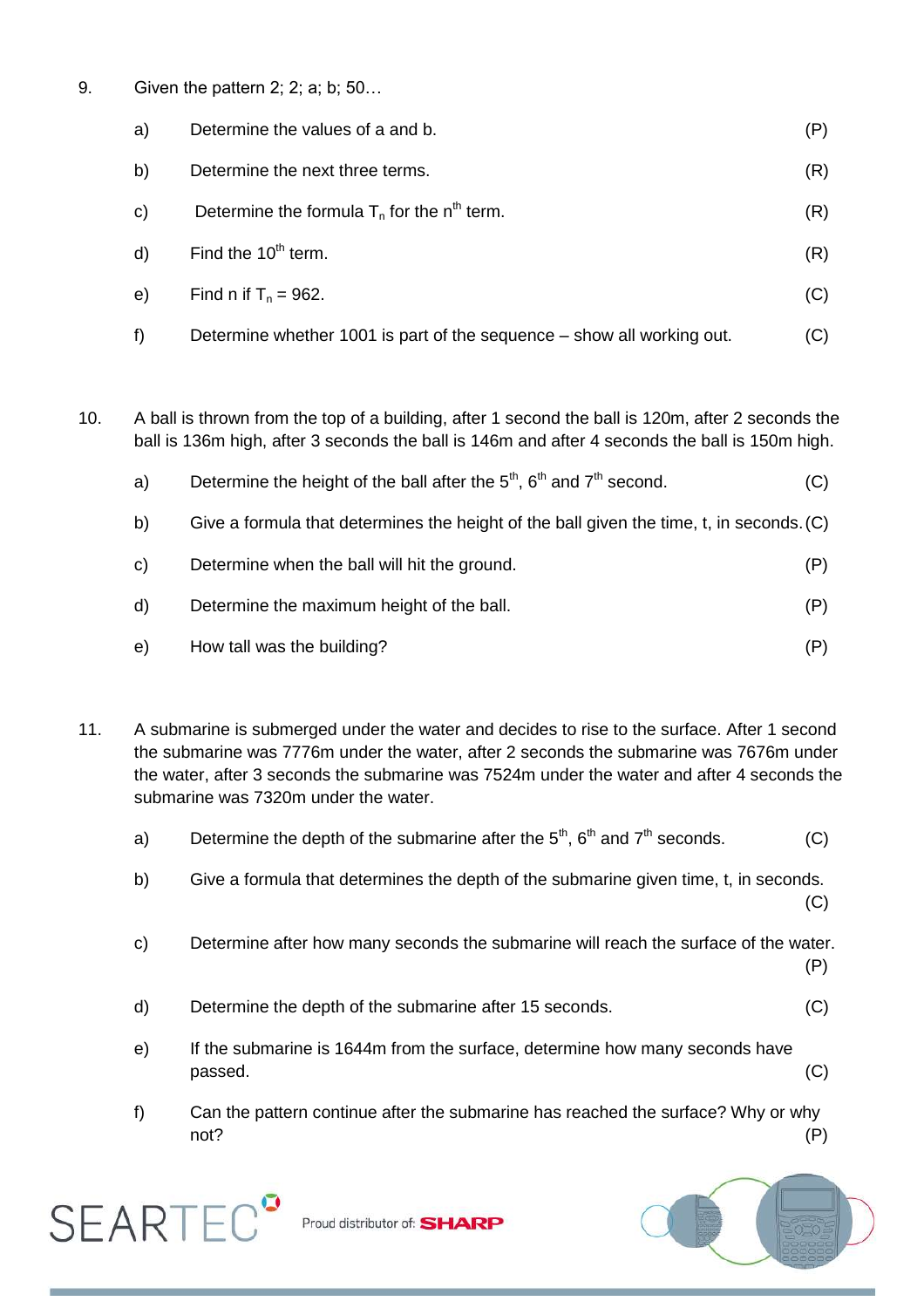9. Given the pattern 2; 2; a; b; 50…

   a) Determine the values of a and b. (P)

   b) Determine the next three terms. (R)

   c) Determine the formula $T_n$ for the $n^{th}$ term. (R)

   d) Find the $10^{th}$ term. (R)

   e) Find n if $T_n = 962$. (C)

   f) Determine whether 1001 is part of the sequence – show all working out. (C)

10. A ball is thrown from the top of a building, after 1 second the ball is 120m, after 2 seconds the ball is 136m high, after 3 seconds the ball is 146m and after 4 seconds the ball is 150m high.

    a) Determine the height of the ball after the $5^{th}$, $6^{th}$ and $7^{th}$ second. (C)

    b) Give a formula that determines the height of the ball given the time, t, in seconds. (C)

    c) Determine when the ball will hit the ground. (P)

    d) Determine the maximum height of the ball. (P)

    e) How tall was the building? (P)

11. A submarine is submerged under the water and decides to rise to the surface. After 1 second the submarine was 7776m under the water, after 2 seconds the submarine was 7676m under the water, after 3 seconds the submarine was 7524m under the water and after 4 seconds the submarine was 7320m under the water.

    a) Determine the depth of the submarine after the $5^{th}$, $6^{th}$ and $7^{th}$ seconds. (C)

    b) Give a formula that determines the depth of the submarine given time, t, in seconds. (C)

    c) Determine after how many seconds the submarine will reach the surface of the water. (P)

    d) Determine the depth of the submarine after 15 seconds. (C)

    e) If the submarine is 1644m from the surface, determine how many seconds have passed. (C)

    f) Can the pattern continue after the submarine has reached the surface? Why or why not? (P)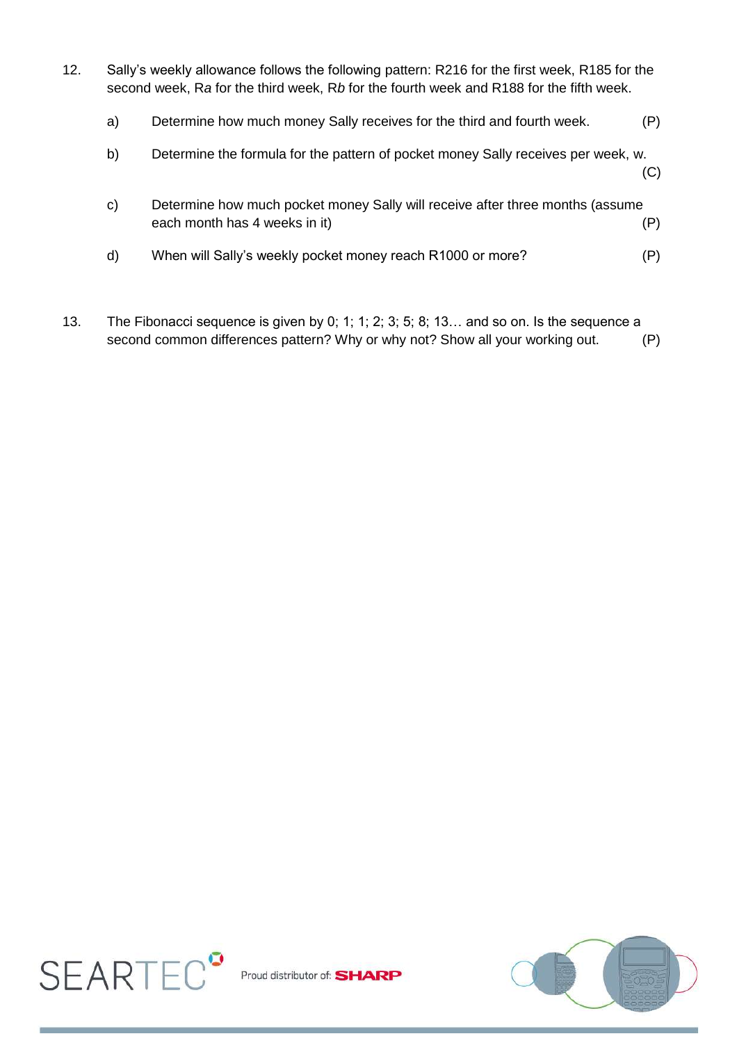12. Sally's weekly allowance follows the following pattern: R216 for the first week, R185 for the second week, R*a* for the third week, R*b* for the fourth week and R188 for the fifth week.

    a) Determine how much money Sally receives for the third and fourth week. (P)

    b) Determine the formula for the pattern of pocket money Sally receives per week, w. (C)

    c) Determine how much pocket money Sally will receive after three months (assume each month has 4 weeks in it) (P)

    d) When will Sally's weekly pocket money reach R1000 or more? (P)

13. The Fibonacci sequence is given by 0; 1; 1; 2; 3; 5; 8; 13… and so on. Is the sequence a second common differences pattern? Why or why not? Show all your working out. (P)